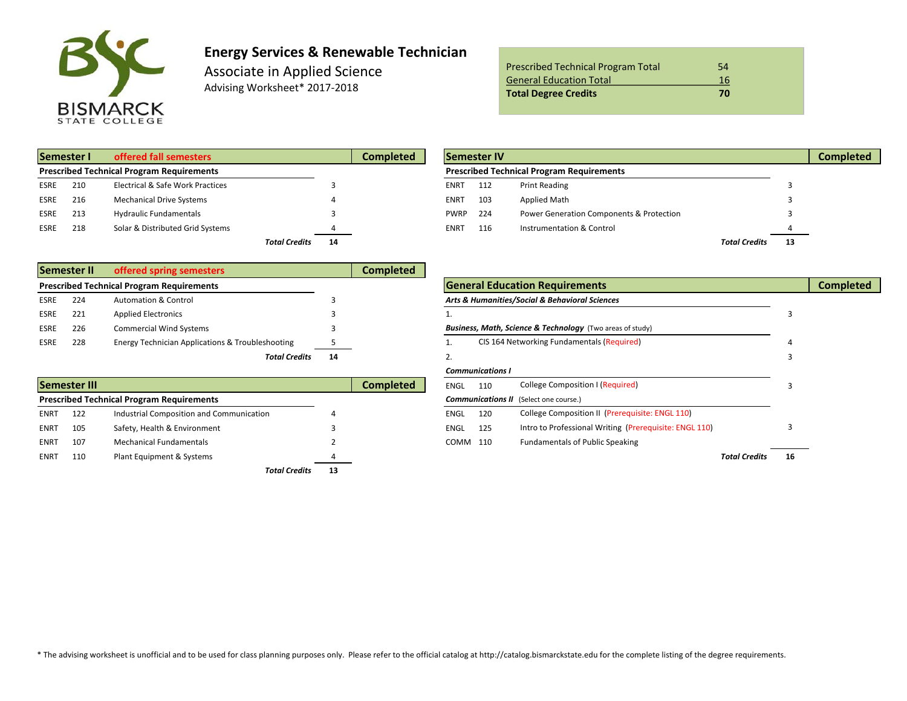BISMARCK STATE COLLEGE

# Energy Services & Renewable Technician

## Associate in Applied Science

Advising Worksheet* 2017-2018

| | |
|---|---|
| Prescribed Technical Program Total | 54 |
| General Education Total | 16 |
| **Total Degree Credits** | **70** |

### Semester I — offered fall semesters

**Prescribed Technical Program Requirements**

| | | | Credits | Completed |
|---|---|---|---|---|
| ESRE | 210 | Electrical & Safe Work Practices | 3 | |
| ESRE | 216 | Mechanical Drive Systems | 4 | |
| ESRE | 213 | Hydraulic Fundamentals | 3 | |
| ESRE | 218 | Solar & Distributed Grid Systems | 4 | |
| | | ***Total Credits*** | **14** | |

### Semester II — offered spring semesters

**Prescribed Technical Program Requirements**

| | | | Credits | Completed |
|---|---|---|---|---|
| ESRE | 224 | Automation & Control | 3 | |
| ESRE | 221 | Applied Electronics | 3 | |
| ESRE | 226 | Commercial Wind Systems | 3 | |
| ESRE | 228 | Energy Technician Applications & Troubleshooting | 5 | |
| | | ***Total Credits*** | **14** | |

### Semester III

**Prescribed Technical Program Requirements**

| | | | Credits | Completed |
|---|---|---|---|---|
| ENRT | 122 | Industrial Composition and Communication | 4 | |
| ENRT | 105 | Safety, Health & Environment | 3 | |
| ENRT | 107 | Mechanical Fundamentals | 2 | |
| ENRT | 110 | Plant Equipment & Systems | 4 | |
| | | ***Total Credits*** | **13** | |

### Semester IV

**Prescribed Technical Program Requirements**

| | | | Credits | Completed |
|---|---|---|---|---|
| ENRT | 112 | Print Reading | 3 | |
| ENRT | 103 | Applied Math | 3 | |
| PWRP | 224 | Power Generation Components & Protection | 3 | |
| ENRT | 116 | Instrumentation & Control | 4 | |
| | | ***Total Credits*** | **13** | |

### General Education Requirements

| | | | Credits | Completed |
|---|---|---|---|---|
| ***Arts & Humanities/Social & Behavioral Sciences*** | | | | |
| 1. | | | 3 | |
| ***Business, Math, Science & Technology*** (Two areas of study) | | | | |
| 1. | | CIS 164 Networking Fundamentals (Required) | 4 | |
| 2. | | | 3 | |
| ***Communications I*** | | | | |
| ENGL | 110 | College Composition I (Required) | 3 | |
| ***Communications II*** (Select one course.) | | | | |
| ENGL | 120 | College Composition II (Prerequisite: ENGL 110) | | |
| ENGL | 125 | Intro to Professional Writing (Prerequisite: ENGL 110) | 3 | |
| COMM | 110 | Fundamentals of Public Speaking | | |
| | | ***Total Credits*** | **16** | |

* The advising worksheet is unofficial and to be used for class planning purposes only. Please refer to the official catalog at http://catalog.bismarckstate.edu for the complete listing of the degree requirements.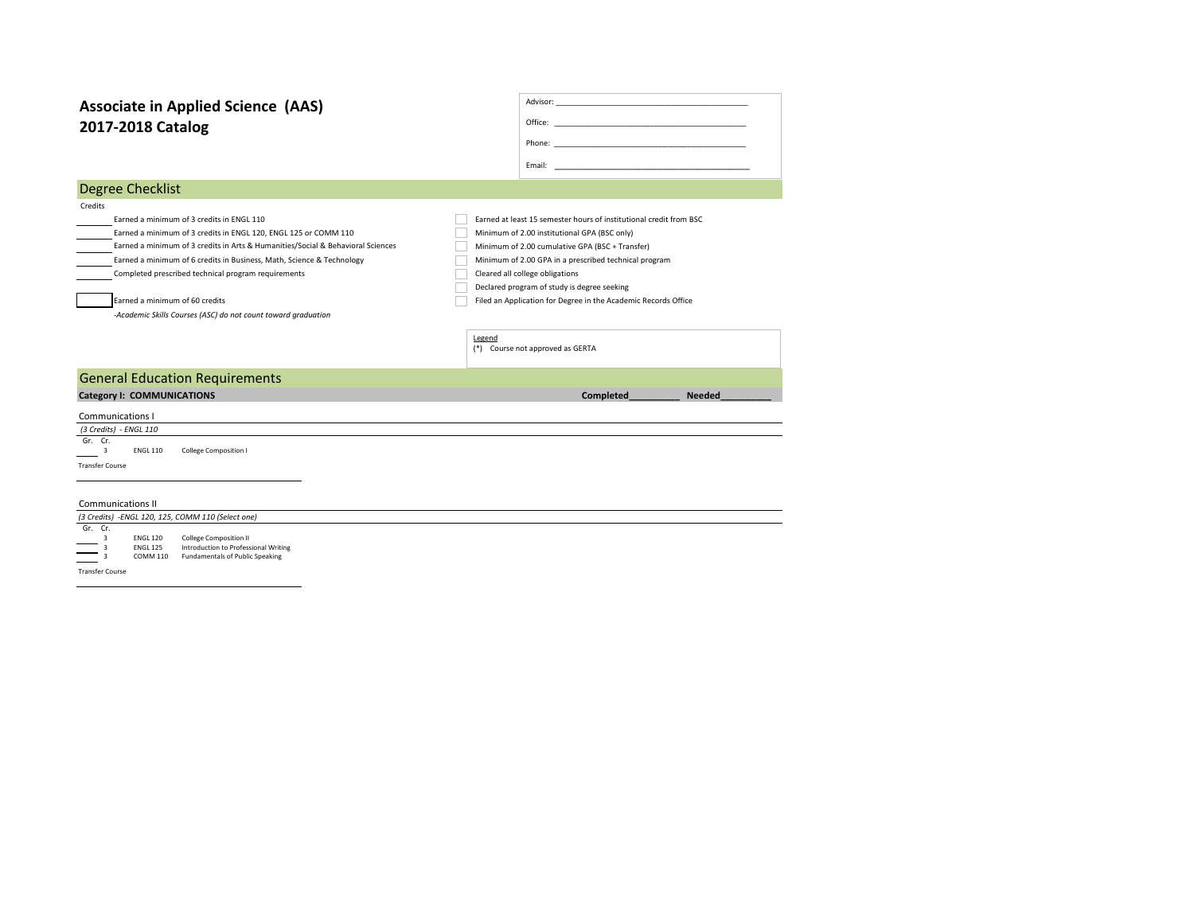# Associate in Applied Science (AAS)
# 2017-2018 Catalog

Advisor: ____________________

Office: ____________________

Phone: ____________________

Email: ____________________

## Degree Checklist

Credits

- ______ Earned a minimum of 3 credits in ENGL 110
- ______ Earned a minimum of 3 credits in ENGL 120, ENGL 125 or COMM 110
- ______ Earned a minimum of 3 credits in Arts & Humanities/Social & Behavioral Sciences
- ______ Earned a minimum of 6 credits in Business, Math, Science & Technology
- ______ Completed prescribed technical program requirements

- ______ Earned a minimum of 60 credits

*-Academic Skills Courses (ASC) do not count toward graduation*

- ☐ Earned at least 15 semester hours of institutional credit from BSC
- ☐ Minimum of 2.00 institutional GPA (BSC only)
- ☐ Minimum of 2.00 cumulative GPA (BSC + Transfer)
- ☐ Minimum of 2.00 GPA in a prescribed technical program
- ☐ Cleared all college obligations
- ☐ Declared program of study is degree seeking
- ☐ Filed an Application for Degree in the Academic Records Office

Legend
(*) Course not approved as GERTA

## General Education Requirements

**Category I: COMMUNICATIONS** **Completed__________ Needed__________**

### Communications I

*(3 Credits) - ENGL 110*

| Gr. | Cr. | Course | Title |
|---|---|---|---|
| ____ | 3 | ENGL 110 | College Composition I |

Transfer Course

____________________

### Communications II

*(3 Credits) -ENGL 120, 125, COMM 110 (Select one)*

| Gr. | Cr. | Course | Title |
|---|---|---|---|
| ____ | 3 | ENGL 120 | College Composition II |
| ____ | 3 | ENGL 125 | Introduction to Professional Writing |
| ____ | 3 | COMM 110 | Fundamentals of Public Speaking |

Transfer Course

____________________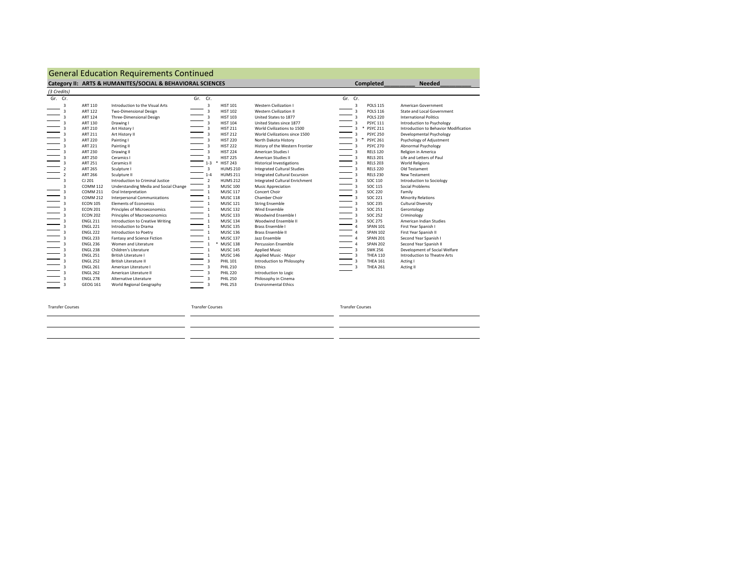## General Education Requirements Continued

**Category II: ARTS & HUMANITES/SOCIAL & BEHAVIORAL SCIENCES** **Completed__________ Needed__________**

*(3 Credits)*

| Gr. | Cr. | Course | Title |
|---|---|---|---|
| ____ | 3 | ART 110 | Introduction to the Visual Arts |
| ____ | 3 | ART 122 | Two-Dimensional Design |
| ____ | 3 | ART 124 | Three-Dimensional Design |
| ____ | 3 | ART 130 | Drawing I |
| ____ | 3 | ART 210 | Art History I |
| ____ | 3 | ART 211 | Art History II |
| ____ | 3 | ART 220 | Painting I |
| ____ | 3 | ART 221 | Painting II |
| ____ | 3 | ART 230 | Drawing II |
| ____ | 3 | ART 250 | Ceramics I |
| ____ | 3 | ART 251 | Ceramics II |
| ____ | 2 | ART 265 | Sculpture I |
| ____ | 2 | ART 266 | Sculpture II |
| ____ | 3 | CJ 201 | Introduction to Criminal Justice |
| ____ | 3 | COMM 112 | Understanding Media and Social Change |
| ____ | 3 | COMM 211 | Oral Interpretation |
| ____ | 3 | COMM 212 | Interpersonal Communications |
| ____ | 3 | ECON 105 | Elements of Economics |
| ____ | 3 | ECON 201 | Principles of Microeconomics |
| ____ | 3 | ECON 202 | Principles of Macroeconomics |
| ____ | 3 | ENGL 211 | Introduction to Creative Writing |
| ____ | 3 | ENGL 221 | Introduction to Drama |
| ____ | 3 | ENGL 222 | Introduction to Poetry |
| ____ | 3 | ENGL 233 | Fantasy and Science Fiction |
| ____ | 3 | ENGL 236 | Women and Literature |
| ____ | 3 | ENGL 238 | Children's Literature |
| ____ | 3 | ENGL 251 | British Literature I |
| ____ | 3 | ENGL 252 | British Literature II |
| ____ | 3 | ENGL 261 | American Literature I |
| ____ | 3 | ENGL 262 | American Literature II |
| ____ | 3 | ENGL 278 | Alternative Literature |
| ____ | 3 | GEOG 161 | World Regional Geography |

| Gr. | Cr. | Course | Title |
|---|---|---|---|
| ____ | 3 | HIST 101 | Western Civilization I |
| ____ | 3 | HIST 102 | Western Civilization II |
| ____ | 3 | HIST 103 | United States to 1877 |
| ____ | 3 | HIST 104 | United States since 1877 |
| ____ | 3 | HIST 211 | World Civilizations to 1500 |
| ____ | 3 | HIST 212 | World Civilizations since 1500 |
| ____ | 3 | HIST 220 | North Dakota History |
| ____ | 3 | HIST 222 | History of the Western Frontier |
| ____ | 3 | HIST 224 | American Studies I |
| ____ | 3 | HIST 225 | American Studies II |
| ____ | 1-3 * | HIST 243 | Historical Investigations |
| ____ | 3 | HUMS 210 | Integrated Cultural Studies |
| ____ | 1-4 | HUMS 211 | Integrated Cultural Excursion |
| ____ | 2 | HUMS 212 | Integrated Cultural Enrichment |
| ____ | 3 | MUSC 100 | Music Appreciation |
| ____ | 1 | MUSC 117 | Concert Choir |
| ____ | 1 | MUSC 118 | Chamber Choir |
| ____ | 1 | MUSC 121 | String Ensemble |
| ____ | 1 | MUSC 132 | Wind Ensemble |
| ____ | 1 | MUSC 133 | Woodwind Ensemble I |
| ____ | 1 | MUSC 134 | Woodwind Ensemble II |
| ____ | 1 | MUSC 135 | Brass Ensemble I |
| ____ | 1 | MUSC 136 | Brass Ensemble II |
| ____ | 1 | MUSC 137 | Jazz Ensemble |
| ____ | 1 * | MUSC 138 | Percussion Ensemble |
| ____ | 1 | MUSC 145 | Applied Music |
| ____ | 1 | MUSC 146 | Applied Music - Major |
| ____ | 3 | PHIL 101 | Introduction to Philosophy |
| ____ | 3 | PHIL 210 | Ethics |
| ____ | 3 | PHIL 220 | Introduction to Logic |
| ____ | 3 | PHIL 250 | Philosophy in Cinema |
| ____ | 3 | PHIL 253 | Environmental Ethics |

| Gr. | Cr. | Course | Title |
|---|---|---|---|
| ____ | 3 | POLS 115 | American Government |
| ____ | 3 | POLS 116 | State and Local Government |
| ____ | 3 | POLS 220 | International Politics |
| ____ | 3 | PSYC 111 | Introduction to Psychology |
| ____ | 3 * | PSYC 211 | Introduction to Behavior Modification |
| ____ | 3 | PSYC 250 | Developmental Psychology |
| ____ | 3 * | PSYC 261 | Psychology of Adjustment |
| ____ | 3 | PSYC 270 | Abnormal Psychology |
| ____ | 3 | RELS 120 | Religion in America |
| ____ | 3 | RELS 201 | Life and Letters of Paul |
| ____ | 3 | RELS 203 | World Religions |
| ____ | 3 | RELS 220 | Old Testament |
| ____ | 3 | RELS 230 | New Testament |
| ____ | 3 | SOC 110 | Introduction to Sociology |
| ____ | 3 | SOC 115 | Social Problems |
| ____ | 3 | SOC 220 | Family |
| ____ | 3 | SOC 221 | Minority Relations |
| ____ | 3 | SOC 235 | Cultural Diversity |
| ____ | 3 | SOC 251 | Gerontology |
| ____ | 3 | SOC 252 | Criminology |
| ____ | 3 | SOC 275 | American Indian Studies |
| ____ | 4 | SPAN 101 | First Year Spanish I |
| ____ | 4 | SPAN 102 | First Year Spanish II |
| ____ | 4 | SPAN 201 | Second Year Spanish I |
| ____ | 4 | SPAN 202 | Second Year Spanish II |
| ____ | 3 | SWK 256 | Development of Social Welfare |
| ____ | 3 | THEA 110 | Introduction to Theatre Arts |
| ____ | 3 | THEA 161 | Acting I |
| ____ | 3 | THEA 261 | Acting II |

Transfer Courses

______________________________

______________________________

Transfer Courses

______________________________

______________________________

Transfer Courses

______________________________

______________________________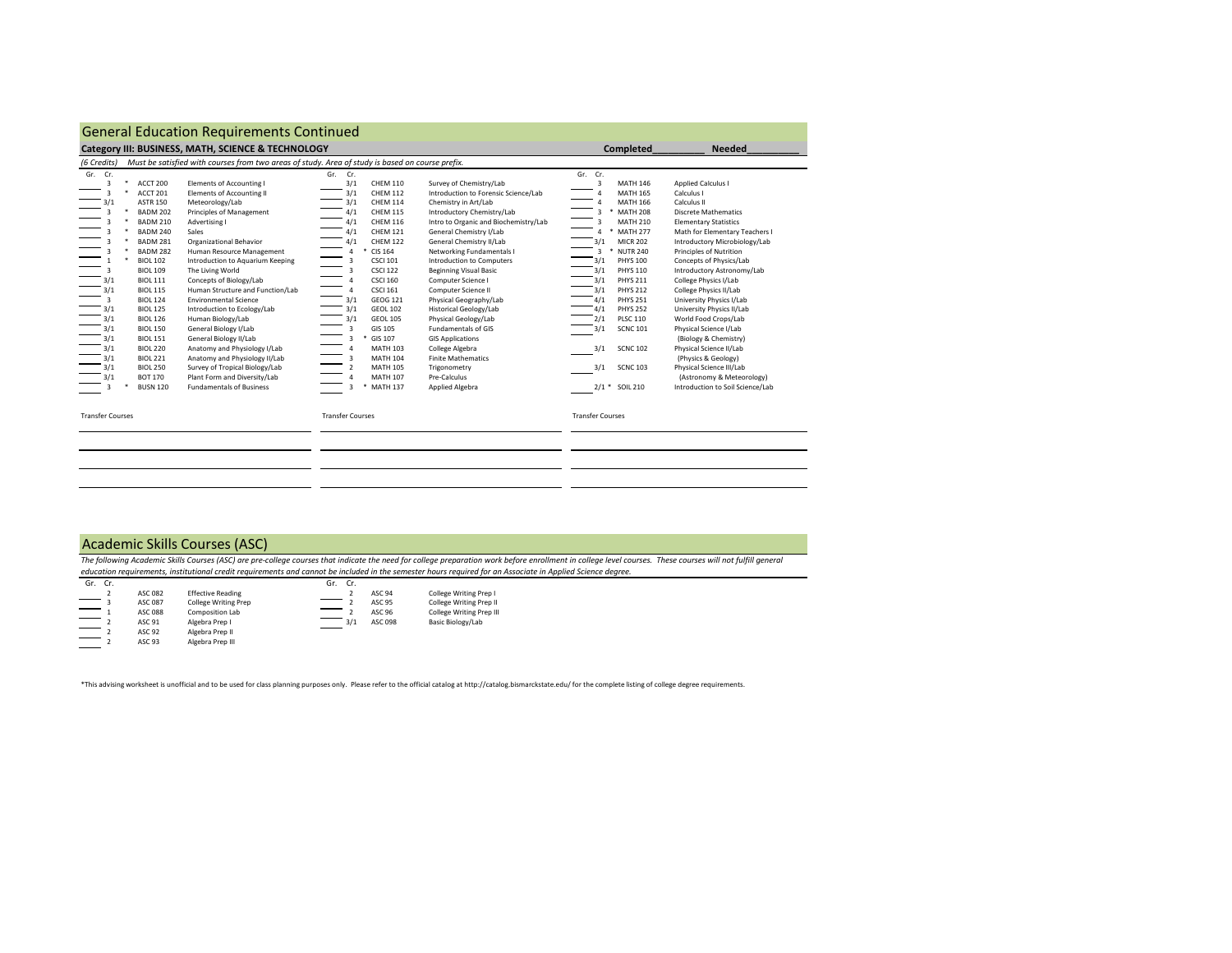## General Education Requirements Continued

### Category III: BUSINESS, MATH, SCIENCE & TECHNOLOGY

Completed__________ Needed__________

*(6 Credits)* *Must be satisfied with courses from two areas of study. Area of study is based on course prefix.*

| Gr. | Cr. | Course | Title | Gr. | Cr. | Course | Title | Gr. | Cr. | Course | Title |
|---|---|---|---|---|---|---|---|---|---|---|---|
| | 3 * | ACCT 200 | Elements of Accounting I | | 3/1 | CHEM 110 | Survey of Chemistry/Lab | | 3 | MATH 146 | Applied Calculus I |
| | 3 * | ACCT 201 | Elements of Accounting II | | 3/1 | CHEM 112 | Introduction to Forensic Science/Lab | | 4 | MATH 165 | Calculus I |
| | 3/1 | ASTR 150 | Meteorology/Lab | | 3/1 | CHEM 114 | Chemistry in Art/Lab | | 4 | MATH 166 | Calculus II |
| | 3 * | BADM 202 | Principles of Management | | 4/1 | CHEM 115 | Introductory Chemistry/Lab | | 3 * | MATH 208 | Discrete Mathematics |
| | 3 * | BADM 210 | Advertising I | | 4/1 | CHEM 116 | Intro to Organic and Biochemistry/Lab | | 3 | MATH 210 | Elementary Statistics |
| | 3 * | BADM 240 | Sales | | 4/1 | CHEM 121 | General Chemistry I/Lab | | 4 * | MATH 277 | Math for Elementary Teachers I |
| | 3 * | BADM 281 | Organizational Behavior | | 4/1 | CHEM 122 | General Chemistry II/Lab | | 3/1 | MICR 202 | Introductory Microbiology/Lab |
| | 3 * | BADM 282 | Human Resource Management | | 4 * | CIS 164 | Networking Fundamentals I | | 3 * | NUTR 240 | Principles of Nutrition |
| | 1 * | BIOL 102 | Introduction to Aquarium Keeping | | 3 | CSCI 101 | Introduction to Computers | | 3/1 | PHYS 100 | Concepts of Physics/Lab |
| | 3 | BIOL 109 | The Living World | | 3 | CSCI 122 | Beginning Visual Basic | | 3/1 | PHYS 110 | Introductory Astronomy/Lab |
| | 3/1 | BIOL 111 | Concepts of Biology/Lab | | 4 | CSCI 160 | Computer Science I | | 3/1 | PHYS 211 | College Physics I/Lab |
| | 3/1 | BIOL 115 | Human Structure and Function/Lab | | 4 | CSCI 161 | Computer Science II | | 3/1 | PHYS 212 | College Physics II/Lab |
| | 3 | BIOL 124 | Environmental Science | | 3/1 | GEOG 121 | Physical Geography/Lab | | 4/1 | PHYS 251 | University Physics I/Lab |
| | 3/1 | BIOL 125 | Introduction to Ecology/Lab | | 3/1 | GEOL 102 | Historical Geology/Lab | | 4/1 | PHYS 252 | University Physics II/Lab |
| | 3/1 | BIOL 126 | Human Biology/Lab | | 3/1 | GEOL 105 | Physical Geology/Lab | | 2/1 | PLSC 110 | World Food Crops/Lab |
| | 3/1 | BIOL 150 | General Biology I/Lab | | 3 | GIS 105 | Fundamentals of GIS | | 3/1 | SCNC 101 | Physical Science I/Lab (Biology & Chemistry) |
| | 3/1 | BIOL 151 | General Biology II/Lab | | 3 * | GIS 107 | GIS Applications | | | | |
| | 3/1 | BIOL 220 | Anatomy and Physiology I/Lab | | 4 | MATH 103 | College Algebra | | 3/1 | SCNC 102 | Physical Science II/Lab (Physics & Geology) |
| | 3/1 | BIOL 221 | Anatomy and Physiology II/Lab | | 3 | MATH 104 | Finite Mathematics | | | | |
| | 3/1 | BIOL 250 | Survey of Tropical Biology/Lab | | 2 | MATH 105 | Trigonometry | | 3/1 | SCNC 103 | Physical Science III/Lab (Astronomy & Meteorology) |
| | 3/1 | BOT 170 | Plant Form and Diversity/Lab | | 4 | MATH 107 | Pre-Calculus | | | | |
| | 3 * | BUSN 120 | Fundamentals of Business | | 3 * | MATH 137 | Applied Algebra | | 2/1 * | SOIL 210 | Introduction to Soil Science/Lab |

Transfer Courses

Transfer Courses

Transfer Courses

## Academic Skills Courses (ASC)

*The following Academic Skills Courses (ASC) are pre-college courses that indicate the need for college preparation work before enrollment in college level courses. These courses will not fulfill general education requirements, institutional credit requirements and cannot be included in the semester hours required for an Associate in Applied Science degree.*

| Gr. | Cr. | Course | Title | Gr. | Cr. | Course | Title |
|---|---|---|---|---|---|---|---|
| | 2 | ASC 082 | Effective Reading | | 2 | ASC 94 | College Writing Prep I |
| | 3 | ASC 087 | College Writing Prep | | 2 | ASC 95 | College Writing Prep II |
| | 1 | ASC 088 | Composition Lab | | 2 | ASC 96 | College Writing Prep III |
| | 2 | ASC 91 | Algebra Prep I | | 3/1 | ASC 098 | Basic Biology/Lab |
| | 2 | ASC 92 | Algebra Prep II | | | | |
| | 2 | ASC 93 | Algebra Prep III | | | | |

*This advising worksheet is unofficial and to be used for class planning purposes only. Please refer to the official catalog at http://catalog.bismarckstate.edu/ for the complete listing of college degree requirements.